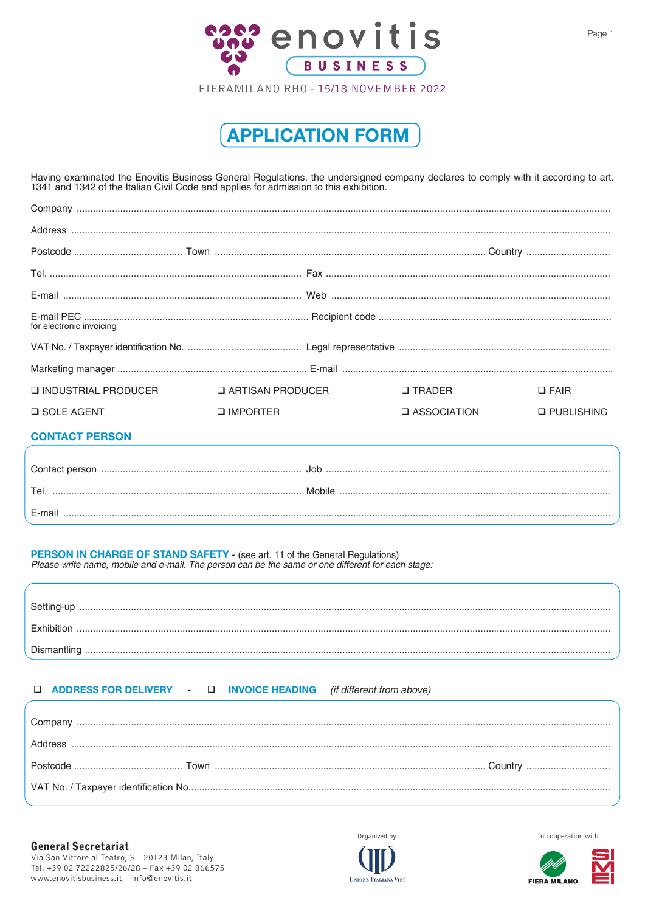enovitis

BUSINESS

FIERAMILANO RHO - 15/18 NOVEMBER 2022

# APPLICATION FORM

Having examined the Enovitis Business General Regulations, the undersigned company declares to comply with it according to art. 1341 and 1342 of the Italian Civil Code and applies for admission to this exhibition.

Company ..........................................................................................................................................................................

Address ..........................................................................................................................................................................

Postcode ........................................ Town .................................................................................................... Country ...............................

Tel. ............................................................................................ Fax ..........................................................................................

E-mail ........................................................................................ Web ........................................................................................

E-mail PEC ................................................................................... Recipient code .....................................................................
for electronic invoicing

VAT No. / Taxpayer identification No. .......................................... Legal representative .............................................................

Marketing manager ..................................................................... E-mail ...................................................................................

❑ INDUSTRIAL PRODUCER ❑ ARTISAN PRODUCER ❑ TRADER ❑ FAIR

❑ SOLE AGENT ❑ IMPORTER ❑ ASSOCIATION ❑ PUBLISHING

## CONTACT PERSON

Contact person ........................................................................ Job .........................................................................................

Tel. ............................................................................................ Mobile ....................................................................................

E-mail ..............................................................................................................................................................................

## PERSON IN CHARGE OF STAND SAFETY - (see art. 11 of the General Regulations)

*Please write name, mobile and e-mail. The person can be the same or one different for each stage:*

Setting-up ..............................................................................................................................................................................

Exhibition ..............................................................................................................................................................................

Dismantling ............................................................................................................................................................................

❑ **ADDRESS FOR DELIVERY** - ❑ **INVOICE HEADING** *(if different from above)*

Company ..........................................................................................................................................................................

Address ..........................................................................................................................................................................

Postcode ........................................ Town .................................................................................................... Country ...............................

VAT No. / Taxpayer identification No................................................................... ..........................................................................................

**General Secretariat**
Via San Vittore al Teatro, 3 – 20123 Milan, Italy
Tel. +39 02 72222825/26/28 – Fax +39 02 866575
www.enovitisbusiness.it – info@enovitis.it

Organized by
Unione Italiana Vini

In cooperation with
FIERA MILANO
SIMEI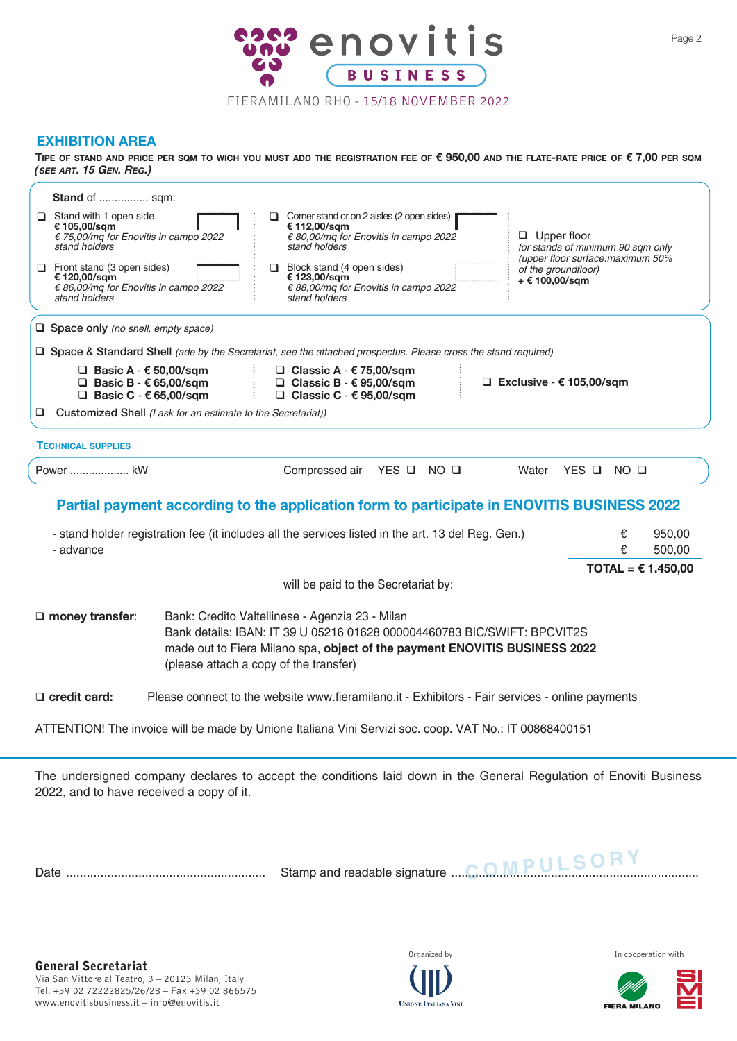enovitis BUSINESS

FIERAMILANO RHO - 15/18 NOVEMBER 2022

## EXHIBITION AREA

**TYPE OF STAND AND PRICE PER SQM TO WICH YOU MUST ADD THE REGISTRATION FEE OF € 950,00 AND THE FLATE-RATE PRICE OF € 7,00 PER SQM *(SEE ART. 15 GEN. REG.)***

**Stand** of ................ sqm:

❑ Stand with 1 open side
**€ 105,00/sqm**
*€ 75,00/mq for Enovitis in campo 2022 stand holders*

❑ Front stand (3 open sides)
**€ 120,00/sqm**
*€ 86,00/mq for Enovitis in campo 2022 stand holders*

❑ Corner stand or on 2 aisles (2 open sides)
**€ 112,00/sqm**
*€ 80,00/mq for Enovitis in campo 2022 stand holders*

❑ Block stand (4 open sides)
**€ 123,00/sqm**
*€ 88,00/mq for Enovitis in campo 2022 stand holders*

❑ Upper floor
*for stands of minimum 90 sqm only (upper floor surface:maximum 50% of the groundfloor)*
**+ € 100,00/sqm**

❑ **Space only** *(no shell, empty space)*

❑ **Space & Standard Shell** *(ade by the Secretariat, see the attached prospectus. Please cross the stand required)*

- ❑ **Basic A - € 50,00/sqm**
- ❑ **Basic B - € 65,00/sqm**
- ❑ **Basic C - € 65,00/sqm**
- ❑ **Classic A - € 75,00/sqm**
- ❑ **Classic B - € 95,00/sqm**
- ❑ **Classic C - € 95,00/sqm**
- ❑ **Exclusive - € 105,00/sqm**

❑ **Customized Shell** *(I ask for an estimate to the Secretariat))*

### TECHNICAL SUPPLIES

Power .................. kW    Compressed air YES ❑ NO ❑    Water YES ❑ NO ❑

## Partial payment according to the application form to participate in ENOVITIS BUSINESS 2022

| | | |
|---|---|---|
| - stand holder registration fee (it includes all the services listed in the art. 13 del Reg. Gen.) | € | 950,00 |
| - advance | € | 500,00 |
| | **TOTAL = € 1.450,00** | |

will be paid to the Secretariat by:

❑ **money transfer**: Bank: Credito Valtellinese - Agenzia 23 - Milan
Bank details: IBAN: IT 39 U 05216 01628 000004460783 BIC/SWIFT: BPCVIT2S
made out to Fiera Milano spa, **object of the payment ENOVITIS BUSINESS 2022**
(please attach a copy of the transfer)

❑ **credit card:** Please connect to the website www.fieramilano.it - Exhibitors - Fair services - online payments

ATTENTION! The invoice will be made by Unione Italiana Vini Servizi soc. coop. VAT No.: IT 00868400151

The undersigned company declares to accept the conditions laid down in the General Regulation of Enoviti Business 2022, and to have received a copy of it.

Date ........................................................ Stand and readable signature ........................................................ COMPULSORY

**General Secretariat**
Via San Vittore al Teatro, 3 – 20123 Milan, Italy
Tel. +39 02 72222825/26/28 – Fax +39 02 866575
www.enovitisbusiness.it – info@enovitis.it

Organized by Unione Italiana Vini

In cooperation with Fiera Milano, SIMEI